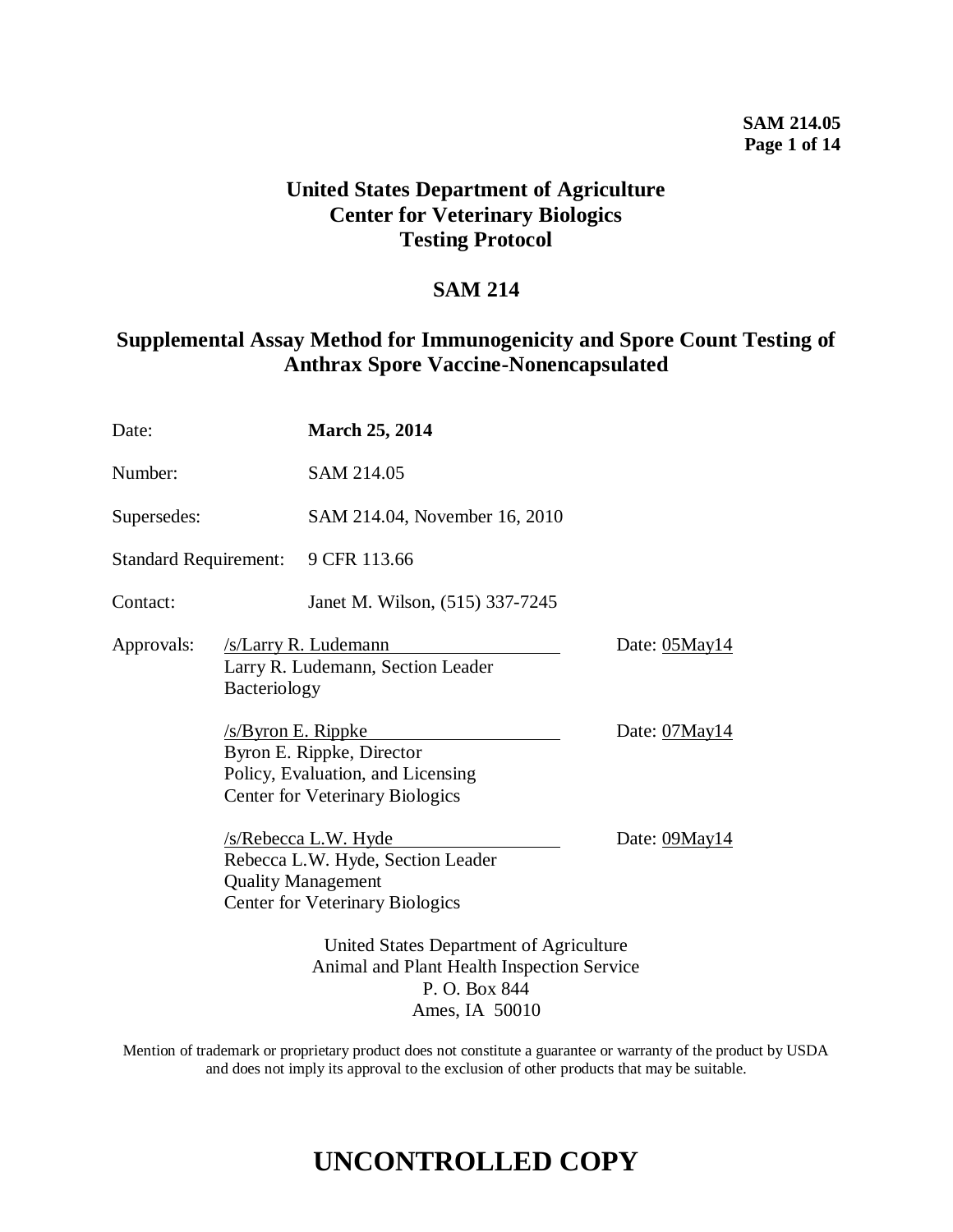**SAM 214.05**

# United States Department of Agriculture
# Center for Veterinary Biologics
# Testing Protocol

## SAM 214

## Supplemental Assay Method for Immunogenicity and Spore Count Testing of Anthrax Spore Vaccine-Nonencapsulated

Date: **March 25, 2014**

Number: SAM 214.05

Supersedes: SAM 214.04, November 16, 2010

Standard Requirement: 9 CFR 113.66

Contact: Janet M. Wilson, (515) 337-7245

Approvals:

/s/Larry R. Ludemann — Date: 05May14
Larry R. Ludemann, Section Leader
Bacteriology

/s/Byron E. Rippke — Date: 07May14
Byron E. Rippke, Director
Policy, Evaluation, and Licensing
Center for Veterinary Biologics

/s/Rebecca L.W. Hyde — Date: 09May14
Rebecca L.W. Hyde, Section Leader
Quality Management
Center for Veterinary Biologics

United States Department of Agriculture
Animal and Plant Health Inspection Service
P. O. Box 844
Ames, IA 50010

Mention of trademark or proprietary product does not constitute a guarantee or warranty of the product by USDA and does not imply its approval to the exclusion of other products that may be suitable.

# UNCONTROLLED COPY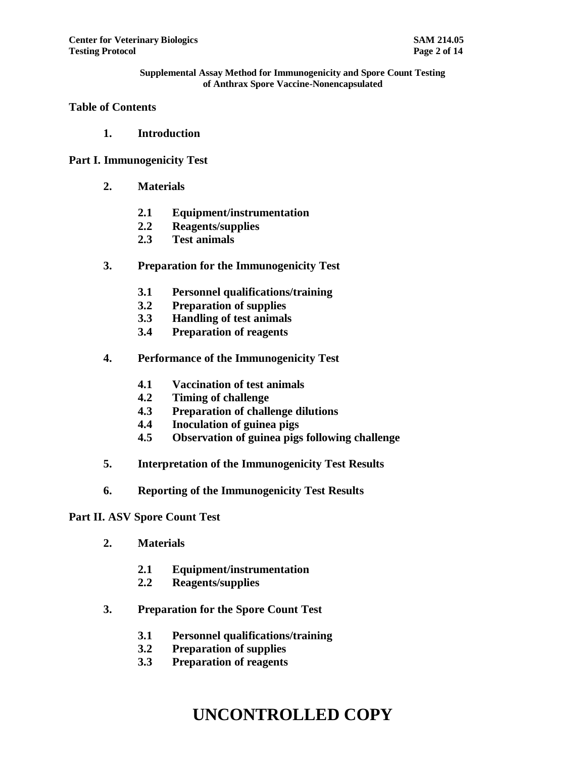**Supplemental Assay Method for Immunogenicity and Spore Count Testing of Anthrax Spore Vaccine-Nonencapsulated**

## Table of Contents

**1. Introduction**

**Part I. Immunogenicity Test**

**2. Materials**

- **2.1 Equipment/instrumentation**
- **2.2 Reagents/supplies**
- **2.3 Test animals**

**3. Preparation for the Immunogenicity Test**

- **3.1 Personnel qualifications/training**
- **3.2 Preparation of supplies**
- **3.3 Handling of test animals**
- **3.4 Preparation of reagents**

**4. Performance of the Immunogenicity Test**

- **4.1 Vaccination of test animals**
- **4.2 Timing of challenge**
- **4.3 Preparation of challenge dilutions**
- **4.4 Inoculation of guinea pigs**
- **4.5 Observation of guinea pigs following challenge**

**5. Interpretation of the Immunogenicity Test Results**

**6. Reporting of the Immunogenicity Test Results**

**Part II. ASV Spore Count Test**

**2. Materials**

- **2.1 Equipment/instrumentation**
- **2.2 Reagents/supplies**

**3. Preparation for the Spore Count Test**

- **3.1 Personnel qualifications/training**
- **3.2 Preparation of supplies**
- **3.3 Preparation of reagents**

**UNCONTROLLED COPY**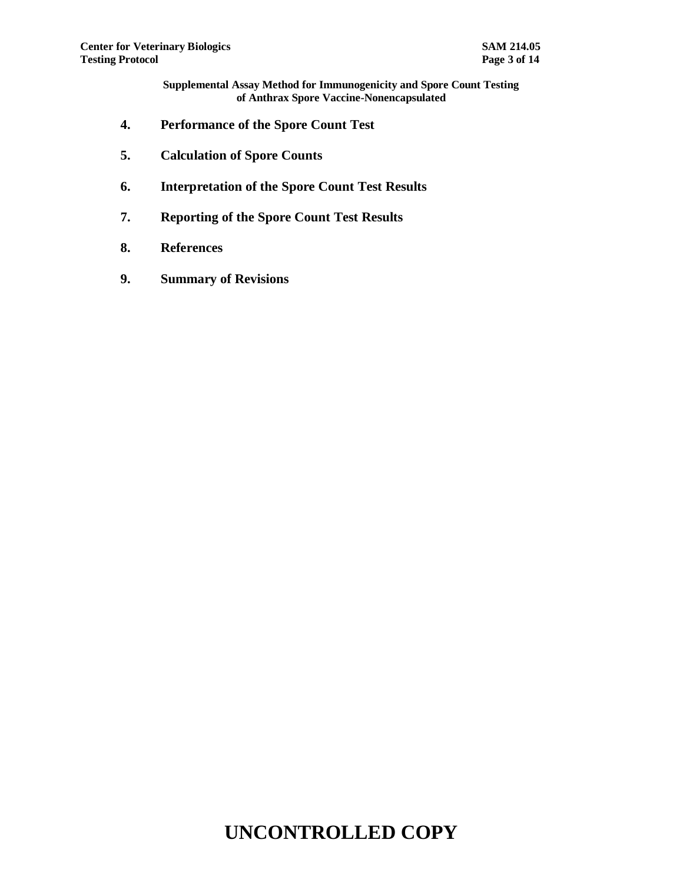**4. Performance of the Spore Count Test**

**5. Calculation of Spore Counts**

**6. Interpretation of the Spore Count Test Results**

**7. Reporting of the Spore Count Test Results**

**8. References**

**9. Summary of Revisions**

**UNCONTROLLED COPY**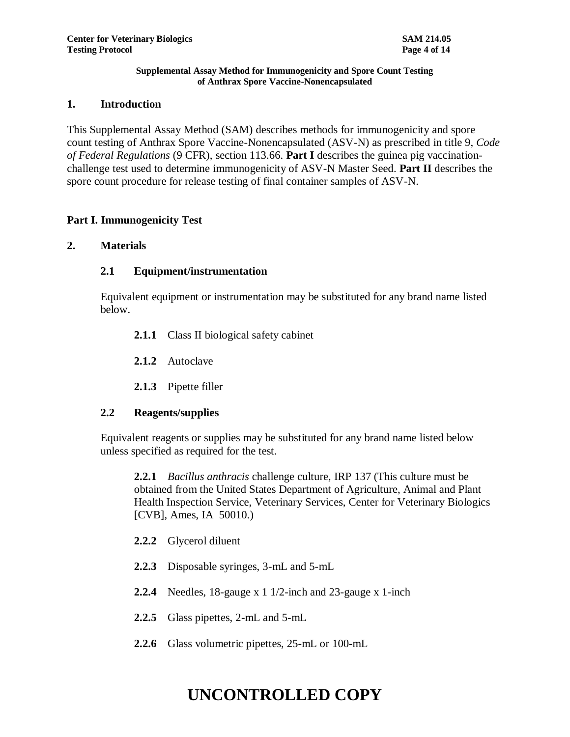**Supplemental Assay Method for Immunogenicity and Spore Count Testing of Anthrax Spore Vaccine-Nonencapsulated**

## 1. Introduction

This Supplemental Assay Method (SAM) describes methods for immunogenicity and spore count testing of Anthrax Spore Vaccine-Nonencapsulated (ASV-N) as prescribed in title 9, *Code of Federal Regulations* (9 CFR), section 113.66. **Part I** describes the guinea pig vaccination-challenge test used to determine immunogenicity of ASV-N Master Seed. **Part II** describes the spore count procedure for release testing of final container samples of ASV-N.

## Part I. Immunogenicity Test

## 2. Materials

### 2.1 Equipment/instrumentation

Equivalent equipment or instrumentation may be substituted for any brand name listed below.

**2.1.1** Class II biological safety cabinet

**2.1.2** Autoclave

**2.1.3** Pipette filler

### 2.2 Reagents/supplies

Equivalent reagents or supplies may be substituted for any brand name listed below unless specified as required for the test.

**2.2.1** *Bacillus anthracis* challenge culture, IRP 137 (This culture must be obtained from the United States Department of Agriculture, Animal and Plant Health Inspection Service, Veterinary Services, Center for Veterinary Biologics [CVB], Ames, IA 50010.)

**2.2.2** Glycerol diluent

**2.2.3** Disposable syringes, 3-mL and 5-mL

**2.2.4** Needles, 18-gauge x 1 1/2-inch and 23-gauge x 1-inch

**2.2.5** Glass pipettes, 2-mL and 5-mL

**2.2.6** Glass volumetric pipettes, 25-mL or 100-mL

# UNCONTROLLED COPY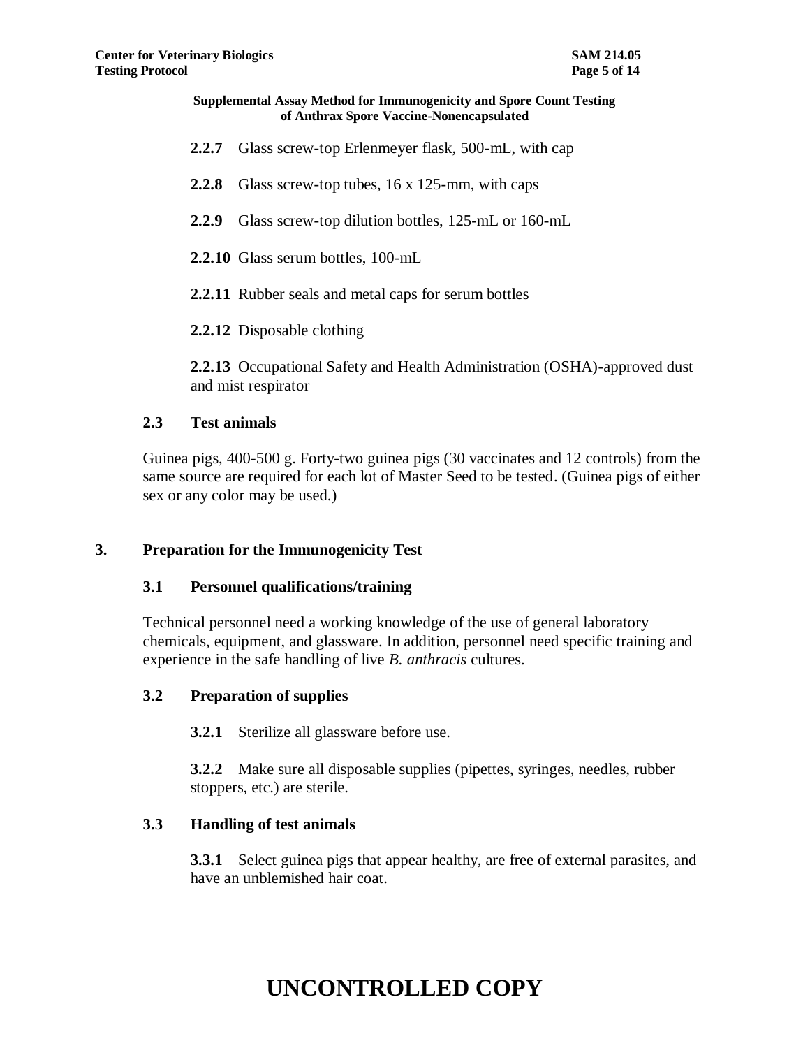**2.2.7** Glass screw-top Erlenmeyer flask, 500-mL, with cap

**2.2.8** Glass screw-top tubes, 16 x 125-mm, with caps

**2.2.9** Glass screw-top dilution bottles, 125-mL or 160-mL

**2.2.10** Glass serum bottles, 100-mL

**2.2.11** Rubber seals and metal caps for serum bottles

**2.2.12** Disposable clothing

**2.2.13** Occupational Safety and Health Administration (OSHA)-approved dust and mist respirator

### 2.3 Test animals

Guinea pigs, 400-500 g. Forty-two guinea pigs (30 vaccinates and 12 controls) from the same source are required for each lot of Master Seed to be tested. (Guinea pigs of either sex or any color may be used.)

## 3. Preparation for the Immunogenicity Test

### 3.1 Personnel qualifications/training

Technical personnel need a working knowledge of the use of general laboratory chemicals, equipment, and glassware. In addition, personnel need specific training and experience in the safe handling of live *B. anthracis* cultures.

### 3.2 Preparation of supplies

**3.2.1** Sterilize all glassware before use.

**3.2.2** Make sure all disposable supplies (pipettes, syringes, needles, rubber stoppers, etc.) are sterile.

### 3.3 Handling of test animals

**3.3.1** Select guinea pigs that appear healthy, are free of external parasites, and have an unblemished hair coat.

**UNCONTROLLED COPY**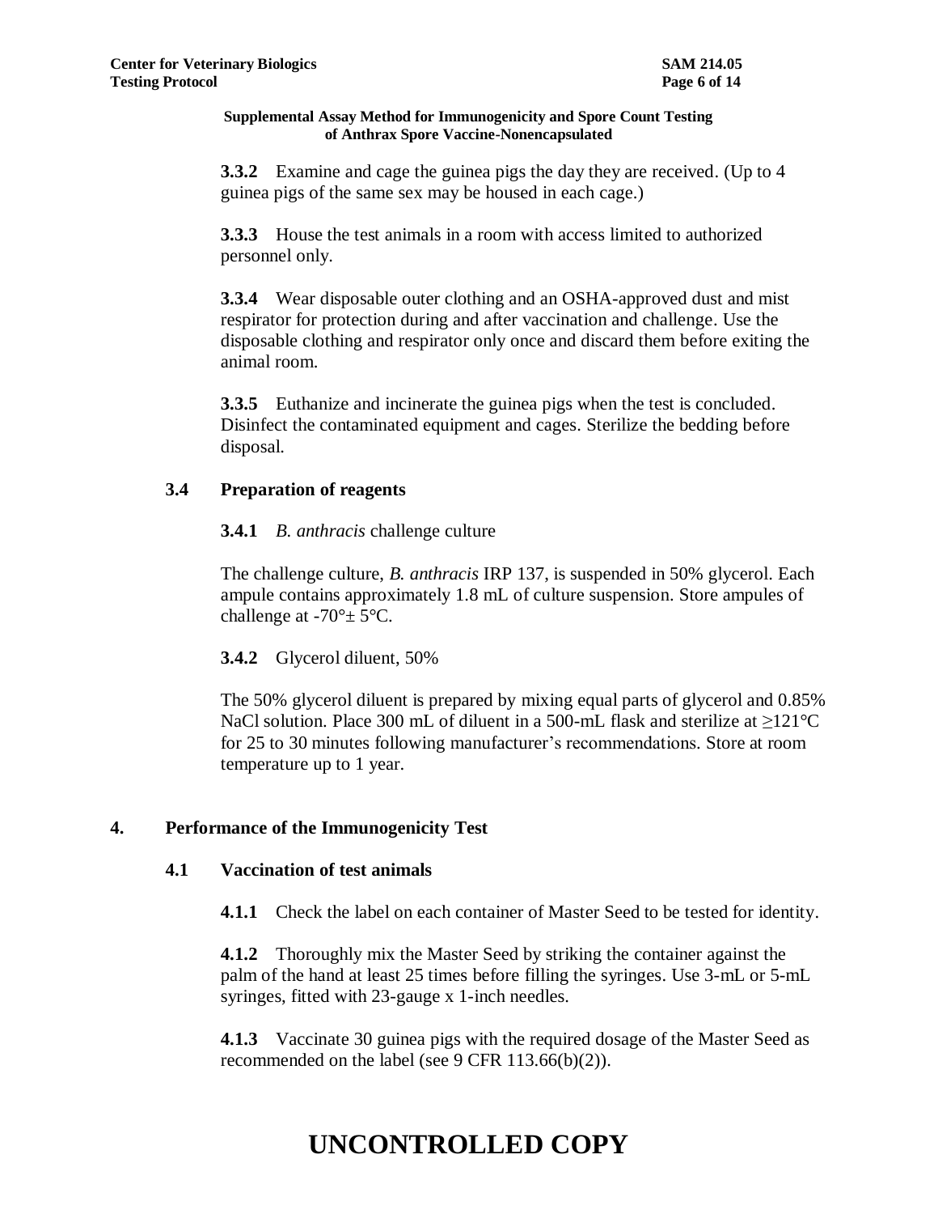**Supplemental Assay Method for Immunogenicity and Spore Count Testing of Anthrax Spore Vaccine-Nonencapsulated**

**3.3.2** Examine and cage the guinea pigs the day they are received. (Up to 4 guinea pigs of the same sex may be housed in each cage.)

**3.3.3** House the test animals in a room with access limited to authorized personnel only.

**3.3.4** Wear disposable outer clothing and an OSHA-approved dust and mist respirator for protection during and after vaccination and challenge. Use the disposable clothing and respirator only once and discard them before exiting the animal room.

**3.3.5** Euthanize and incinerate the guinea pigs when the test is concluded. Disinfect the contaminated equipment and cages. Sterilize the bedding before disposal.

### 3.4 Preparation of reagents

**3.4.1** *B. anthracis* challenge culture

The challenge culture, *B. anthracis* IRP 137, is suspended in 50% glycerol. Each ampule contains approximately 1.8 mL of culture suspension. Store ampules of challenge at -70°± 5°C.

**3.4.2** Glycerol diluent, 50%

The 50% glycerol diluent is prepared by mixing equal parts of glycerol and 0.85% NaCl solution. Place 300 mL of diluent in a 500-mL flask and sterilize at ≥121°C for 25 to 30 minutes following manufacturer's recommendations. Store at room temperature up to 1 year.

## 4. Performance of the Immunogenicity Test

### 4.1 Vaccination of test animals

**4.1.1** Check the label on each container of Master Seed to be tested for identity.

**4.1.2** Thoroughly mix the Master Seed by striking the container against the palm of the hand at least 25 times before filling the syringes. Use 3-mL or 5-mL syringes, fitted with 23-gauge x 1-inch needles.

**4.1.3** Vaccinate 30 guinea pigs with the required dosage of the Master Seed as recommended on the label (see 9 CFR 113.66(b)(2)).

**UNCONTROLLED COPY**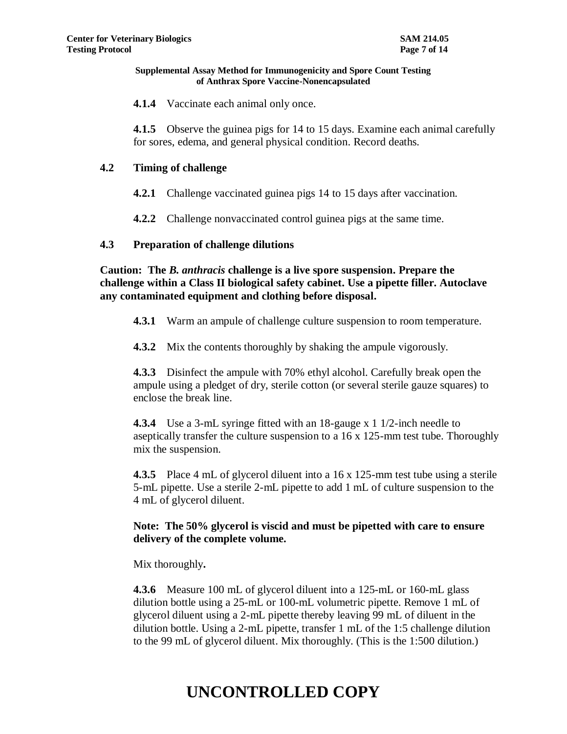**4.1.4** Vaccinate each animal only once.

**4.1.5** Observe the guinea pigs for 14 to 15 days. Examine each animal carefully for sores, edema, and general physical condition. Record deaths.

## 4.2 Timing of challenge

**4.2.1** Challenge vaccinated guinea pigs 14 to 15 days after vaccination.

**4.2.2** Challenge nonvaccinated control guinea pigs at the same time.

## 4.3 Preparation of challenge dilutions

**Caution: The *B. anthracis* challenge is a live spore suspension. Prepare the challenge within a Class II biological safety cabinet. Use a pipette filler. Autoclave any contaminated equipment and clothing before disposal.**

**4.3.1** Warm an ampule of challenge culture suspension to room temperature.

**4.3.2** Mix the contents thoroughly by shaking the ampule vigorously.

**4.3.3** Disinfect the ampule with 70% ethyl alcohol. Carefully break open the ampule using a pledget of dry, sterile cotton (or several sterile gauze squares) to enclose the break line.

**4.3.4** Use a 3-mL syringe fitted with an 18-gauge x 1 1/2-inch needle to aseptically transfer the culture suspension to a 16 x 125-mm test tube. Thoroughly mix the suspension.

**4.3.5** Place 4 mL of glycerol diluent into a 16 x 125-mm test tube using a sterile 5-mL pipette. Use a sterile 2-mL pipette to add 1 mL of culture suspension to the 4 mL of glycerol diluent.

**Note: The 50% glycerol is viscid and must be pipetted with care to ensure delivery of the complete volume.**

Mix thoroughly**.**

**4.3.6** Measure 100 mL of glycerol diluent into a 125-mL or 160-mL glass dilution bottle using a 25-mL or 100-mL volumetric pipette. Remove 1 mL of glycerol diluent using a 2-mL pipette thereby leaving 99 mL of diluent in the dilution bottle. Using a 2-mL pipette, transfer 1 mL of the 1:5 challenge dilution to the 99 mL of glycerol diluent. Mix thoroughly. (This is the 1:500 dilution.)

# UNCONTROLLED COPY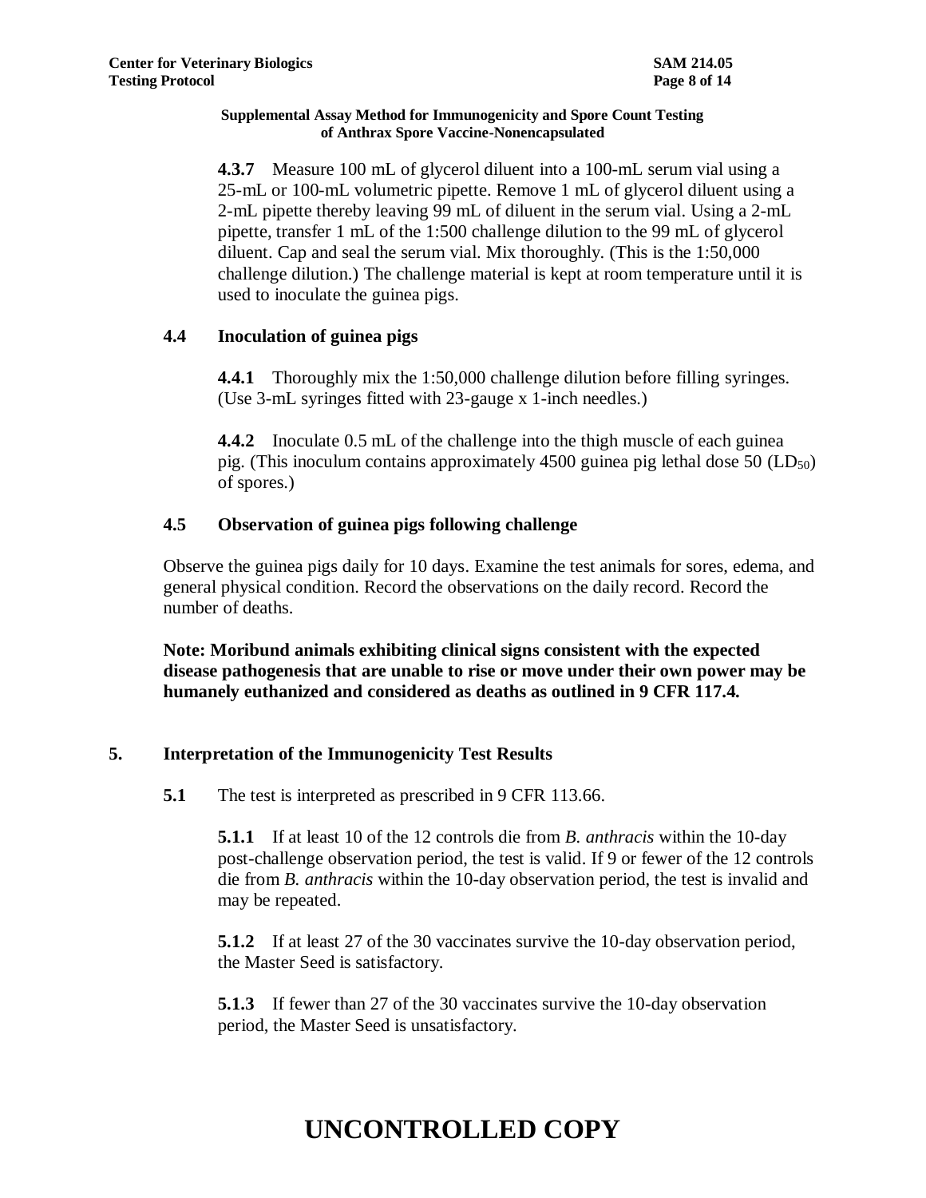**4.3.7** Measure 100 mL of glycerol diluent into a 100-mL serum vial using a 25-mL or 100-mL volumetric pipette. Remove 1 mL of glycerol diluent using a 2-mL pipette thereby leaving 99 mL of diluent in the serum vial. Using a 2-mL pipette, transfer 1 mL of the 1:500 challenge dilution to the 99 mL of glycerol diluent. Cap and seal the serum vial. Mix thoroughly. (This is the 1:50,000 challenge dilution.) The challenge material is kept at room temperature until it is used to inoculate the guinea pigs.

### 4.4 Inoculation of guinea pigs

**4.4.1** Thoroughly mix the 1:50,000 challenge dilution before filling syringes. (Use 3-mL syringes fitted with 23-gauge x 1-inch needles.)

**4.4.2** Inoculate 0.5 mL of the challenge into the thigh muscle of each guinea pig. (This inoculum contains approximately 4500 guinea pig lethal dose 50 ($LD_{50}$) of spores.)

### 4.5 Observation of guinea pigs following challenge

Observe the guinea pigs daily for 10 days. Examine the test animals for sores, edema, and general physical condition. Record the observations on the daily record. Record the number of deaths.

**Note: Moribund animals exhibiting clinical signs consistent with the expected disease pathogenesis that are unable to rise or move under their own power may be humanely euthanized and considered as deaths as outlined in 9 CFR 117.4.**

## 5. Interpretation of the Immunogenicity Test Results

**5.1** The test is interpreted as prescribed in 9 CFR 113.66.

**5.1.1** If at least 10 of the 12 controls die from *B. anthracis* within the 10-day post-challenge observation period, the test is valid. If 9 or fewer of the 12 controls die from *B. anthracis* within the 10-day observation period, the test is invalid and may be repeated.

**5.1.2** If at least 27 of the 30 vaccinates survive the 10-day observation period, the Master Seed is satisfactory.

**5.1.3** If fewer than 27 of the 30 vaccinates survive the 10-day observation period, the Master Seed is unsatisfactory.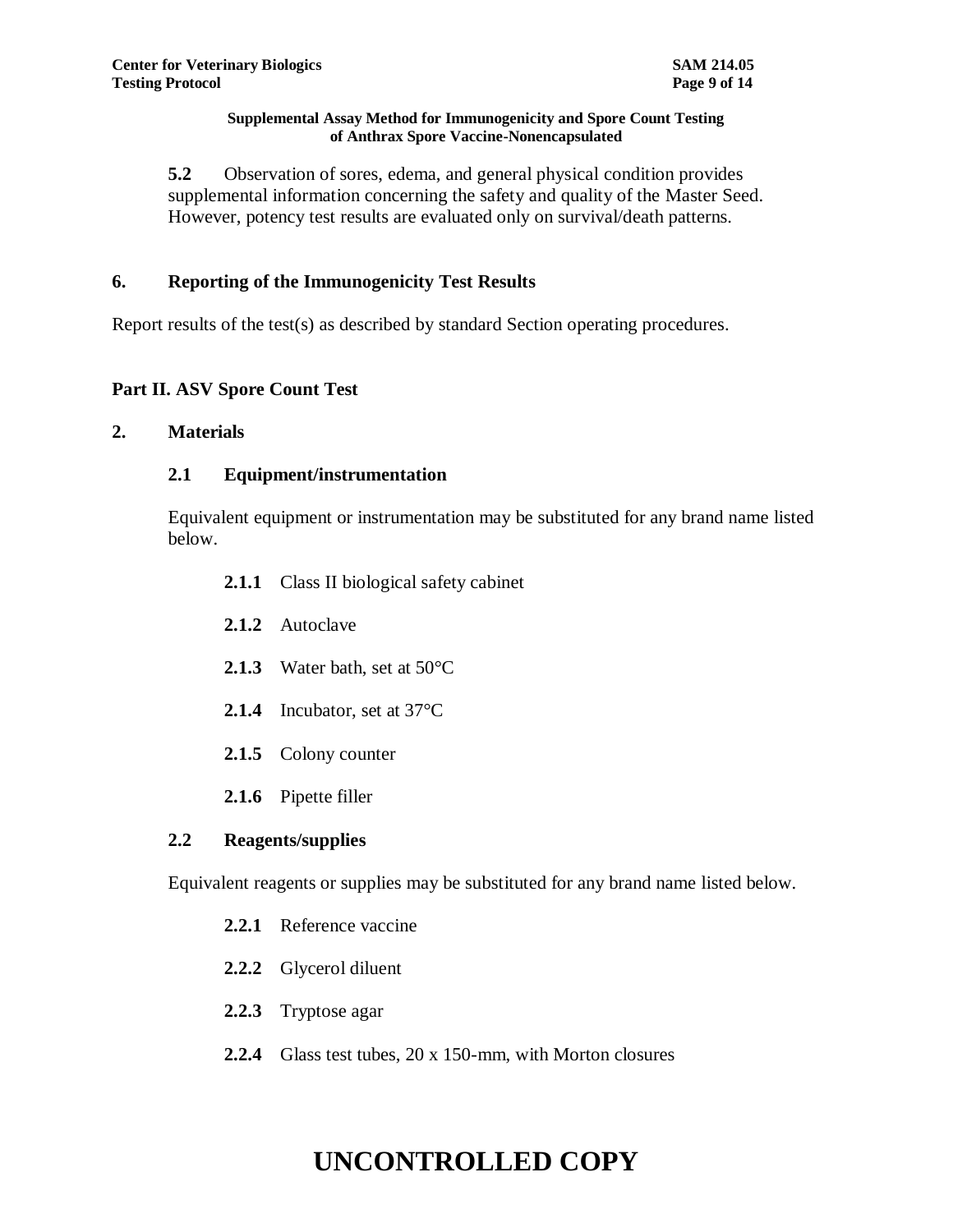**5.2** Observation of sores, edema, and general physical condition provides supplemental information concerning the safety and quality of the Master Seed. However, potency test results are evaluated only on survival/death patterns.

## 6. Reporting of the Immunogenicity Test Results

Report results of the test(s) as described by standard Section operating procedures.

## Part II. ASV Spore Count Test

## 2. Materials

### 2.1 Equipment/instrumentation

Equivalent equipment or instrumentation may be substituted for any brand name listed below.

**2.1.1** Class II biological safety cabinet

**2.1.2** Autoclave

**2.1.3** Water bath, set at 50°C

**2.1.4** Incubator, set at 37°C

**2.1.5** Colony counter

**2.1.6** Pipette filler

### 2.2 Reagents/supplies

Equivalent reagents or supplies may be substituted for any brand name listed below.

**2.2.1** Reference vaccine

**2.2.2** Glycerol diluent

**2.2.3** Tryptose agar

**2.2.4** Glass test tubes, 20 x 150-mm, with Morton closures

UNCONTROLLED COPY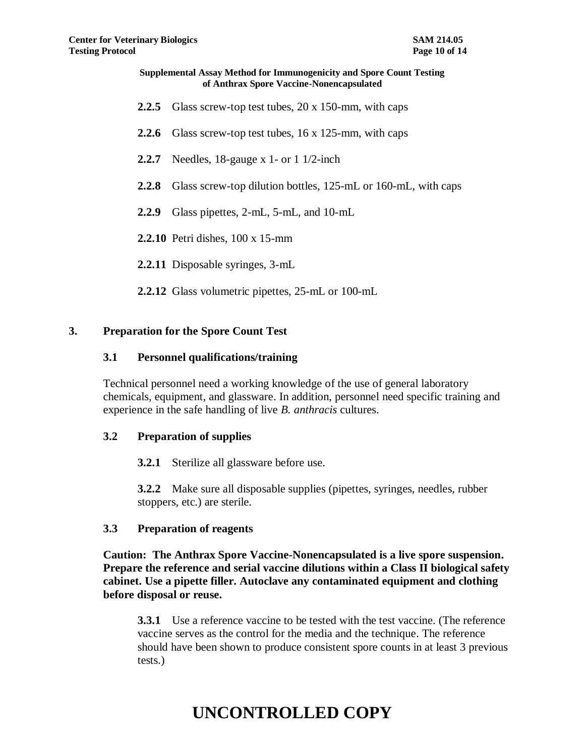**2.2.5** Glass screw-top test tubes, 20 x 150-mm, with caps

**2.2.6** Glass screw-top test tubes, 16 x 125-mm, with caps

**2.2.7** Needles, 18-gauge x 1- or 1 1/2-inch

**2.2.8** Glass screw-top dilution bottles, 125-mL or 160-mL, with caps

**2.2.9** Glass pipettes, 2-mL, 5-mL, and 10-mL

**2.2.10** Petri dishes, 100 x 15-mm

**2.2.11** Disposable syringes, 3-mL

**2.2.12** Glass volumetric pipettes, 25-mL or 100-mL

## 3. Preparation for the Spore Count Test

### 3.1 Personnel qualifications/training

Technical personnel need a working knowledge of the use of general laboratory chemicals, equipment, and glassware. In addition, personnel need specific training and experience in the safe handling of live *B. anthracis* cultures.

### 3.2 Preparation of supplies

**3.2.1** Sterilize all glassware before use.

**3.2.2** Make sure all disposable supplies (pipettes, syringes, needles, rubber stoppers, etc.) are sterile.

### 3.3 Preparation of reagents

**Caution: The Anthrax Spore Vaccine-Nonencapsulated is a live spore suspension. Prepare the reference and serial vaccine dilutions within a Class II biological safety cabinet. Use a pipette filler. Autoclave any contaminated equipment and clothing before disposal or reuse.**

**3.3.1** Use a reference vaccine to be tested with the test vaccine. (The reference vaccine serves as the control for the media and the technique. The reference should have been shown to produce consistent spore counts in at least 3 previous tests.)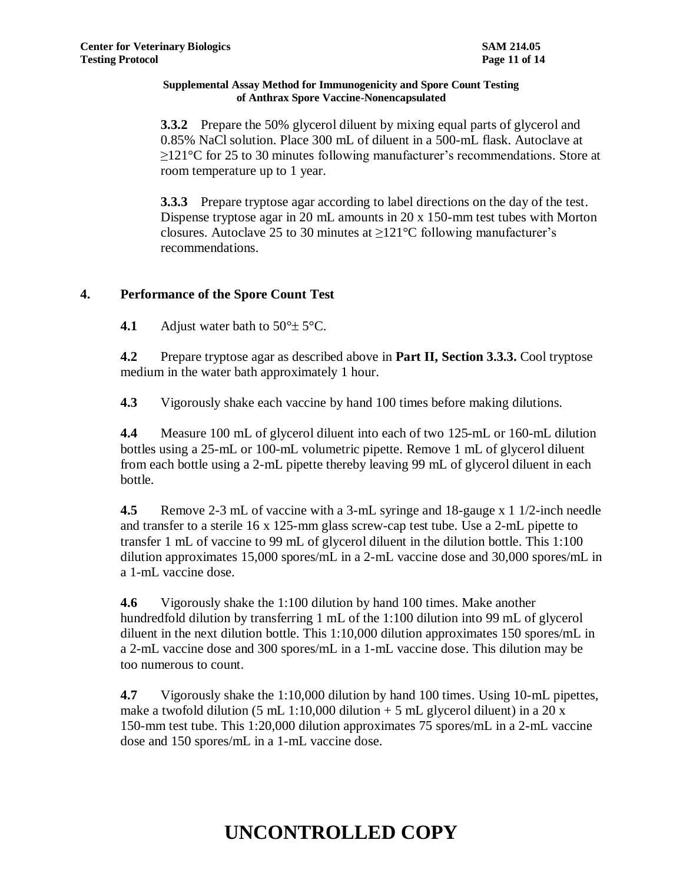**3.3.2** Prepare the 50% glycerol diluent by mixing equal parts of glycerol and 0.85% NaCl solution. Place 300 mL of diluent in a 500-mL flask. Autoclave at ≥121°C for 25 to 30 minutes following manufacturer's recommendations. Store at room temperature up to 1 year.

**3.3.3** Prepare tryptose agar according to label directions on the day of the test. Dispense tryptose agar in 20 mL amounts in 20 x 150-mm test tubes with Morton closures. Autoclave 25 to 30 minutes at ≥121°C following manufacturer's recommendations.

## 4. Performance of the Spore Count Test

**4.1** Adjust water bath to 50°± 5°C.

**4.2** Prepare tryptose agar as described above in **Part II, Section 3.3.3.** Cool tryptose medium in the water bath approximately 1 hour.

**4.3** Vigorously shake each vaccine by hand 100 times before making dilutions.

**4.4** Measure 100 mL of glycerol diluent into each of two 125-mL or 160-mL dilution bottles using a 25-mL or 100-mL volumetric pipette. Remove 1 mL of glycerol diluent from each bottle using a 2-mL pipette thereby leaving 99 mL of glycerol diluent in each bottle.

**4.5** Remove 2-3 mL of vaccine with a 3-mL syringe and 18-gauge x 1 1/2-inch needle and transfer to a sterile 16 x 125-mm glass screw-cap test tube. Use a 2-mL pipette to transfer 1 mL of vaccine to 99 mL of glycerol diluent in the dilution bottle. This 1:100 dilution approximates 15,000 spores/mL in a 2-mL vaccine dose and 30,000 spores/mL in a 1-mL vaccine dose.

**4.6** Vigorously shake the 1:100 dilution by hand 100 times. Make another hundredfold dilution by transferring 1 mL of the 1:100 dilution into 99 mL of glycerol diluent in the next dilution bottle. This 1:10,000 dilution approximates 150 spores/mL in a 2-mL vaccine dose and 300 spores/mL in a 1-mL vaccine dose. This dilution may be too numerous to count.

**4.7** Vigorously shake the 1:10,000 dilution by hand 100 times. Using 10-mL pipettes, make a twofold dilution (5 mL 1:10,000 dilution + 5 mL glycerol diluent) in a 20 x 150-mm test tube. This 1:20,000 dilution approximates 75 spores/mL in a 2-mL vaccine dose and 150 spores/mL in a 1-mL vaccine dose.

# UNCONTROLLED COPY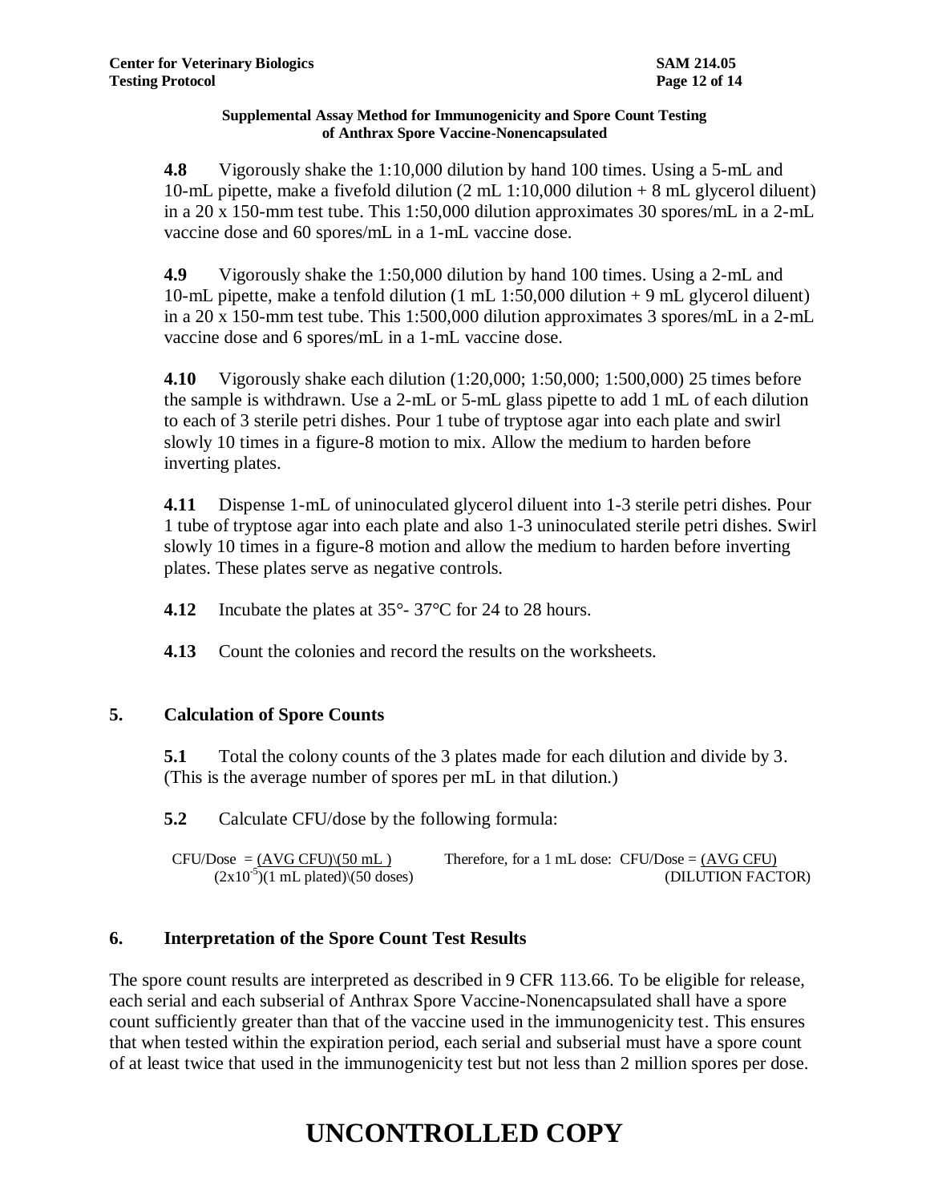**Supplemental Assay Method for Immunogenicity and Spore Count Testing of Anthrax Spore Vaccine-Nonencapsulated**

**4.8** Vigorously shake the 1:10,000 dilution by hand 100 times. Using a 5-mL and 10-mL pipette, make a fivefold dilution (2 mL 1:10,000 dilution + 8 mL glycerol diluent) in a 20 x 150-mm test tube. This 1:50,000 dilution approximates 30 spores/mL in a 2-mL vaccine dose and 60 spores/mL in a 1-mL vaccine dose.

**4.9** Vigorously shake the 1:50,000 dilution by hand 100 times. Using a 2-mL and 10-mL pipette, make a tenfold dilution (1 mL 1:50,000 dilution + 9 mL glycerol diluent) in a 20 x 150-mm test tube. This 1:500,000 dilution approximates 3 spores/mL in a 2-mL vaccine dose and 6 spores/mL in a 1-mL vaccine dose.

**4.10** Vigorously shake each dilution (1:20,000; 1:50,000; 1:500,000) 25 times before the sample is withdrawn. Use a 2-mL or 5-mL glass pipette to add 1 mL of each dilution to each of 3 sterile petri dishes. Pour 1 tube of tryptose agar into each plate and swirl slowly 10 times in a figure-8 motion to mix. Allow the medium to harden before inverting plates.

**4.11** Dispense 1-mL of uninoculated glycerol diluent into 1-3 sterile petri dishes. Pour 1 tube of tryptose agar into each plate and also 1-3 uninoculated sterile petri dishes. Swirl slowly 10 times in a figure-8 motion and allow the medium to harden before inverting plates. These plates serve as negative controls.

**4.12** Incubate the plates at 35°- 37°C for 24 to 28 hours.

**4.13** Count the colonies and record the results on the worksheets.

## 5. Calculation of Spore Counts

**5.1** Total the colony counts of the 3 plates made for each dilution and divide by 3. (This is the average number of spores per mL in that dilution.)

**5.2** Calculate CFU/dose by the following formula:

$$\text{CFU/Dose} = \frac{(\text{AVG CFU})\backslash(50 \text{ mL})}{(2\text{x}10^{-5})(1 \text{ mL plated})\backslash(50 \text{ doses})} \qquad \text{Therefore, for a 1 mL dose: } \text{CFU/Dose} = \frac{(\text{AVG CFU})}{(\text{DILUTION FACTOR})}$$

## 6. Interpretation of the Spore Count Test Results

The spore count results are interpreted as described in 9 CFR 113.66. To be eligible for release, each serial and each subserial of Anthrax Spore Vaccine-Nonencapsulated shall have a spore count sufficiently greater than that of the vaccine used in the immunogenicity test. This ensures that when tested within the expiration period, each serial and subserial must have a spore count of at least twice that used in the immunogenicity test but not less than 2 million spores per dose.

# UNCONTROLLED COPY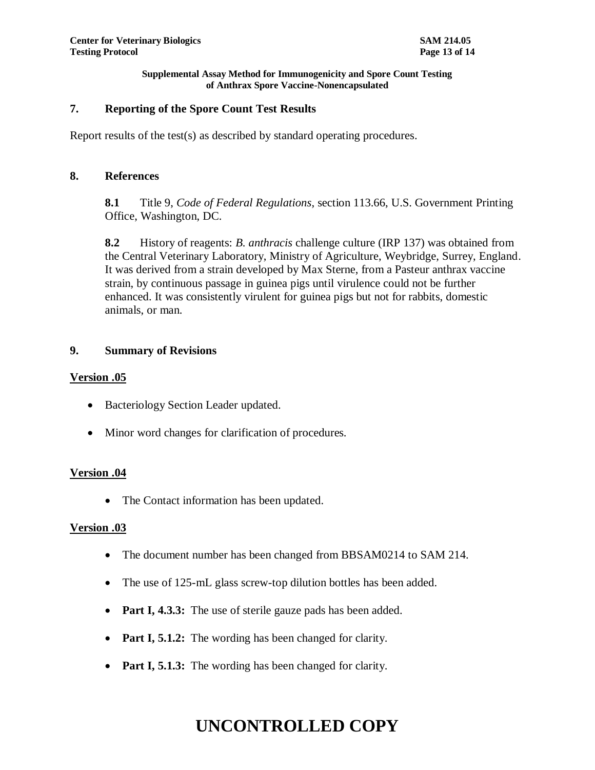## 7. Reporting of the Spore Count Test Results

Report results of the test(s) as described by standard operating procedures.

## 8. References

**8.1** Title 9, *Code of Federal Regulations*, section 113.66, U.S. Government Printing Office, Washington, DC.

**8.2** History of reagents: *B. anthracis* challenge culture (IRP 137) was obtained from the Central Veterinary Laboratory, Ministry of Agriculture, Weybridge, Surrey, England. It was derived from a strain developed by Max Sterne, from a Pasteur anthrax vaccine strain, by continuous passage in guinea pigs until virulence could not be further enhanced. It was consistently virulent for guinea pigs but not for rabbits, domestic animals, or man.

## 9. Summary of Revisions

**Version .05**

- Bacteriology Section Leader updated.
- Minor word changes for clarification of procedures.

**Version .04**

- The Contact information has been updated.

**Version .03**

- The document number has been changed from BBSAM0214 to SAM 214.
- The use of 125-mL glass screw-top dilution bottles has been added.
- **Part I, 4.3.3:** The use of sterile gauze pads has been added.
- **Part I, 5.1.2:** The wording has been changed for clarity.
- **Part I, 5.1.3:** The wording has been changed for clarity.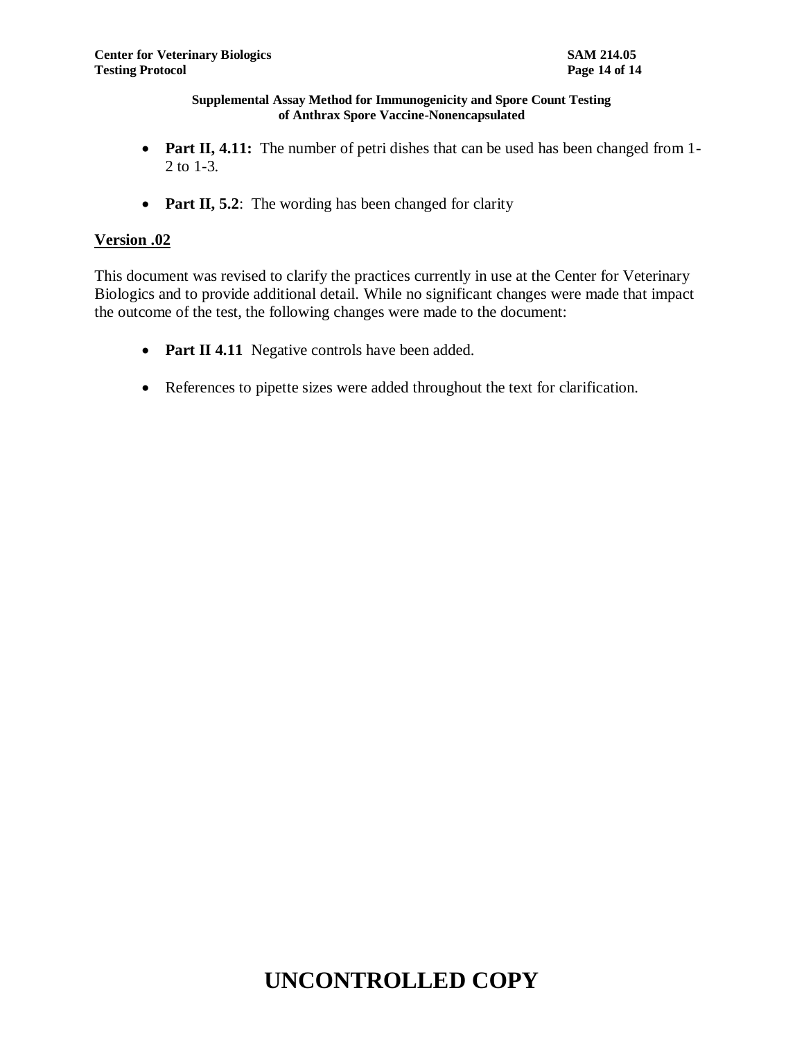- **Part II, 4.11:** The number of petri dishes that can be used has been changed from 1-2 to 1-3.

- **Part II, 5.2**: The wording has been changed for clarity

**Version .02**

This document was revised to clarify the practices currently in use at the Center for Veterinary Biologics and to provide additional detail. While no significant changes were made that impact the outcome of the test, the following changes were made to the document:

- **Part II 4.11** Negative controls have been added.

- References to pipette sizes were added throughout the text for clarification.

# UNCONTROLLED COPY